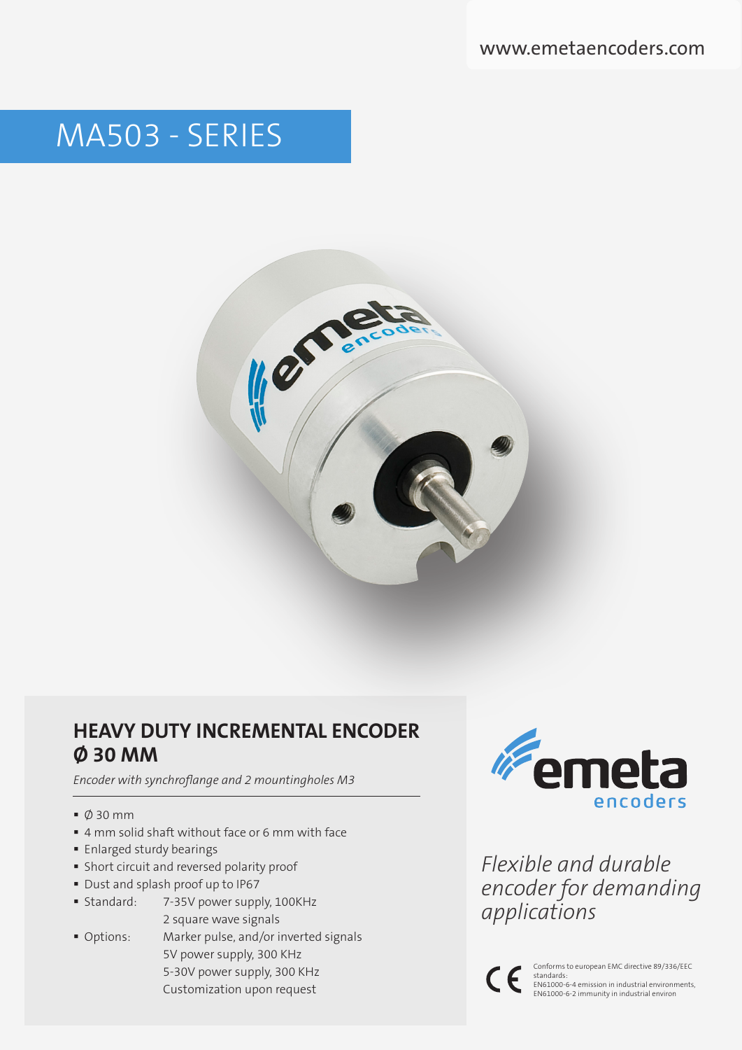www.emetaencoders.com

# MA503 - SERIES

## HEAVY DUTY INCREMENTAL ENCODER Ø 30 MM

*Encoder with synchroflange and 2 mountingholes M3*

- Ø 30 mm
- 4 mm solid shaft without face or 6 mm with face
- Enlarged sturdy bearings
- Short circuit and reversed polarity proof
- Dust and splash proof up to IP67
- Standard: 7-35V power supply, 100KHz
  2 square wave signals
- Options: Marker pulse, and/or inverted signals
  5V power supply, 300 KHz
  5-30V power supply, 300 KHz
  Customization upon request

emeta encoders

*Flexible and durable encoder for demanding applications*

CE Conforms to european EMC directive 89/336/EEC standards:
EN61000-6-4 emission in industrial environments,
EN61000-6-2 immunity in industrial environ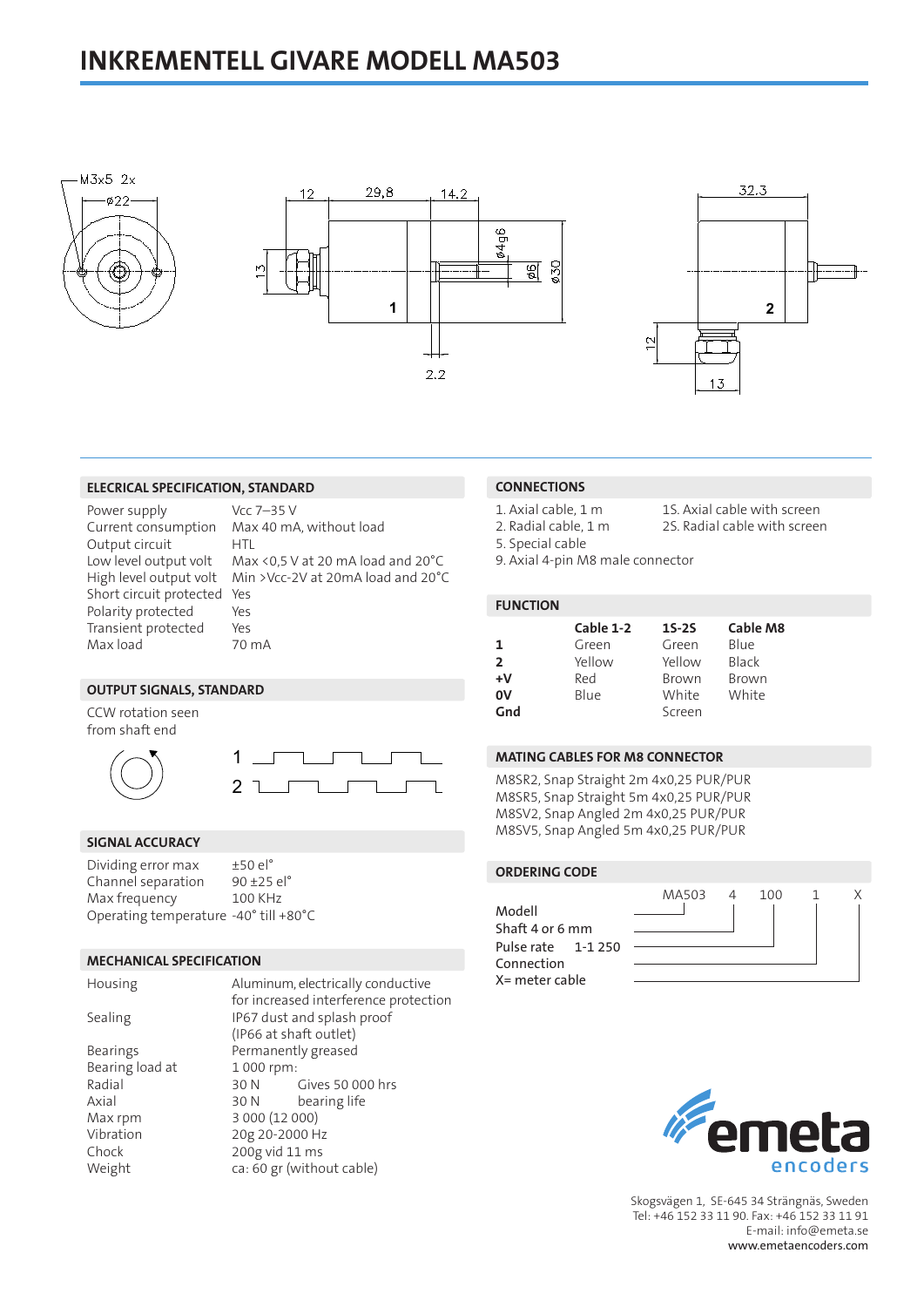# INKREMENTELL GIVARE MODELL MA503

M3x5 2x
ø22
12
29,8
14.2
13
ø4g6
ø6
ø30
1
2.2
32.3
2
12
13

## ELECRICAL SPECIFICATION, STANDARD

| | |
|---|---|
| Power supply | Vcc 7–35 V |
| Current consumption | Max 40 mA, without load |
| Output circuit | HTL |
| Low level output volt | Max <0,5 V at 20 mA load and 20°C |
| High level output volt | Min >Vcc-2V at 20mA load and 20°C |
| Short circuit protected | Yes |
| Polarity protected | Yes |
| Transient protected | Yes |
| Max load | 70 mA |

## OUTPUT SIGNALS, STANDARD

CCW rotation seen from shaft end

1
2

## SIGNAL ACCURACY

| | |
|---|---|
| Dividing error max | ±50 el° |
| Channel separation | 90 ±25 el° |
| Max frequency | 100 KHz |
| Operating temperature | -40° till +80°C |

## MECHANICAL SPECIFICATION

| | | |
|---|---|---|
| Housing | Aluminum, electrically conductive for increased interference protection | |
| Sealing | IP67 dust and splash proof (IP66 at shaft outlet) | |
| Bearings | Permanently greased | |
| Bearing load at | 1 000 rpm: | |
| Radial | 30 N | Gives 50 000 hrs |
| Axial | 30 N | bearing life |
| Max rpm | 3 000 (12 000) | |
| Vibration | 20g 20-2000 Hz | |
| Chock | 200g vid 11 ms | |
| Weight | ca: 60 gr (without cable) | |

## CONNECTIONS

1. Axial cable, 1 m
2. Radial cable, 1 m
5. Special cable
9. Axial 4-pin M8 male connector

1S. Axial cable with screen
2S. Radial cable with screen

## FUNCTION

| | Cable 1-2 | 1S-2S | Cable M8 |
|---|---|---|---|
| **1** | Green | Green | Blue |
| **2** | Yellow | Yellow | Black |
| **+V** | Red | Brown | Brown |
| **0V** | Blue | White | White |
| **Gnd** | | Screen | |

## MATING CABLES FOR M8 CONNECTOR

M8SR2, Snap Straight 2m 4x0,25 PUR/PUR
M8SR5, Snap Straight 5m 4x0,25 PUR/PUR
M8SV2, Snap Angled 2m 4x0,25 PUR/PUR
M8SV5, Snap Angled 5m 4x0,25 PUR/PUR

## ORDERING CODE

MA503 4 100 1 X

Modell
Shaft 4 or 6 mm
Pulse rate 1-1 250
Connection
X= meter cable

emeta encoders

Skogsvägen 1, SE-645 34 Strängnäs, Sweden
Tel: +46 152 33 11 90. Fax: +46 152 33 11 91
E-mail: info@emeta.se
www.emetaencoders.com